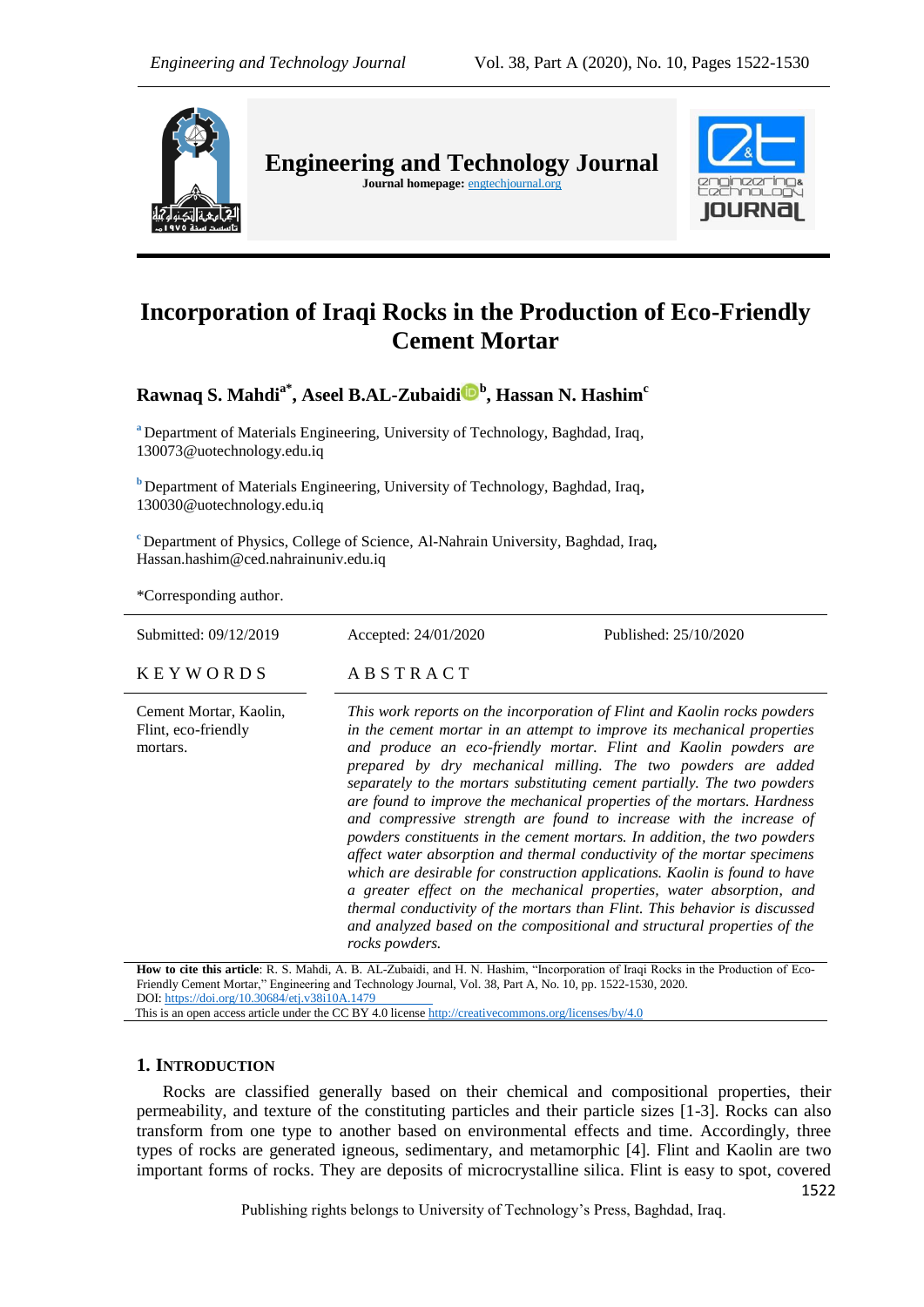# Incorporation of Iraqi Rocks in the Production of Eco-Friendly Cement Mortar

**Rawnaq S. Mahdi[a*], Aseel B.AL-Zubaidi[b], Hassan N. Hashim[c]**

[a] Department of Materials Engineering, University of Technology, Baghdad, Iraq, 130073@uotechnology.edu.iq

[b] Department of Materials Engineering, University of Technology, Baghdad, Iraq, 130030@uotechnology.edu.iq

[c] Department of Physics, College of Science, Al-Nahrain University, Baghdad, Iraq, Hassan.hashim@ced.nahrainuniv.edu.iq

*Corresponding author.

Submitted: 09/12/2019 Accepted: 24/01/2020 Published: 25/10/2020

**KEYWORDS**

Cement Mortar, Kaolin, Flint, eco-friendly mortars.

**ABSTRACT**

*This work reports on the incorporation of Flint and Kaolin rocks powders in the cement mortar in an attempt to improve its mechanical properties and produce an eco-friendly mortar. Flint and Kaolin powders are prepared by dry mechanical milling. The two powders are added separately to the mortars substituting cement partially. The two powders are found to improve the mechanical properties of the mortars. Hardness and compressive strength are found to increase with the increase of powders constituents in the cement mortars. In addition, the two powders affect water absorption and thermal conductivity of the mortar specimens which are desirable for construction applications. Kaolin is found to have a greater effect on the mechanical properties, water absorption, and thermal conductivity of the mortars than Flint. This behavior is discussed and analyzed based on the compositional and structural properties of the rocks powders.*

**How to cite this article**: R. S. Mahdi, A. B. AL-Zubaidi, and H. N. Hashim, "Incorporation of Iraqi Rocks in the Production of Eco-Friendly Cement Mortar," Engineering and Technology Journal, Vol. 38, Part A, No. 10, pp. 1522-1530, 2020.
DOI: https://doi.org/10.30684/etj.v38i10A.1479
This is an open access article under the CC BY 4.0 license http://creativecommons.org/licenses/by/4.0

## 1. Introduction

Rocks are classified generally based on their chemical and compositional properties, their permeability, and texture of the constituting particles and their particle sizes [1-3]. Rocks can also transform from one type to another based on environmental effects and time. Accordingly, three types of rocks are generated igneous, sedimentary, and metamorphic [4]. Flint and Kaolin are two important forms of rocks. They are deposits of microcrystalline silica. Flint is easy to spot, covered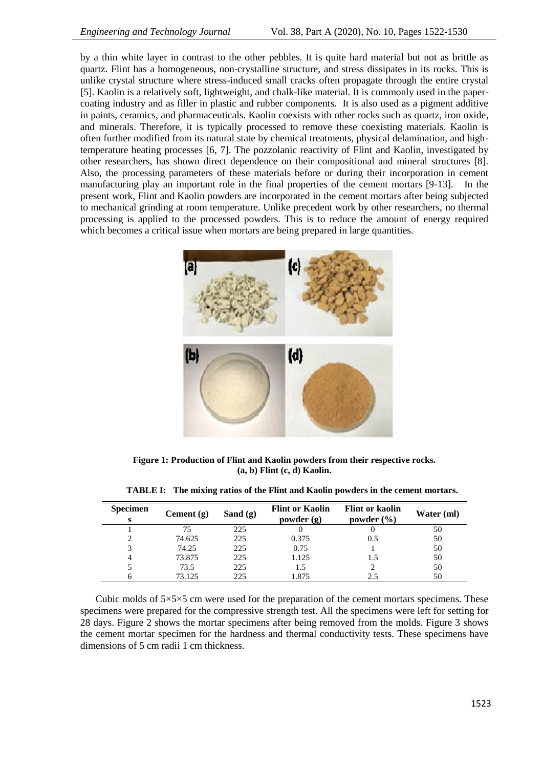by a thin white layer in contrast to the other pebbles. It is quite hard material but not as brittle as quartz. Flint has a homogeneous, non-crystalline structure, and stress dissipates in its rocks. This is unlike crystal structure where stress-induced small cracks often propagate through the entire crystal [5]. Kaolin is a relatively soft, lightweight, and chalk-like material. It is commonly used in the paper-coating industry and as filler in plastic and rubber components. It is also used as a pigment additive in paints, ceramics, and pharmaceuticals. Kaolin coexists with other rocks such as quartz, iron oxide, and minerals. Therefore, it is typically processed to remove these coexisting materials. Kaolin is often further modified from its natural state by chemical treatments, physical delamination, and high-temperature heating processes [6, 7]. The pozzolanic reactivity of Flint and Kaolin, investigated by other researchers, has shown direct dependence on their compositional and mineral structures [8]. Also, the processing parameters of these materials before or during their incorporation in cement manufacturing play an important role in the final properties of the cement mortars [9-13]. In the present work, Flint and Kaolin powders are incorporated in the cement mortars after being subjected to mechanical grinding at room temperature. Unlike precedent work by other researchers, no thermal processing is applied to the processed powders. This is to reduce the amount of energy required which becomes a critical issue when mortars are being prepared in large quantities.

**Figure 1: Production of Flint and Kaolin powders from their respective rocks. (a, b) Flint (c, d) Kaolin.**

**TABLE I: The mixing ratios of the Flint and Kaolin powders in the cement mortars.**

| Specimens | Cement (g) | Sand (g) | Flint or Kaolin powder (g) | Flint or kaolin powder (%) | Water (ml) |
|---|---|---|---|---|---|
| 1 | 75 | 225 | 0 | 0 | 50 |
| 2 | 74.625 | 225 | 0.375 | 0.5 | 50 |
| 3 | 74.25 | 225 | 0.75 | 1 | 50 |
| 4 | 73.875 | 225 | 1.125 | 1.5 | 50 |
| 5 | 73.5 | 225 | 1.5 | 2 | 50 |
| 6 | 73.125 | 225 | 1.875 | 2.5 | 50 |

Cubic molds of 5×5×5 cm were used for the preparation of the cement mortars specimens. These specimens were prepared for the compressive strength test. All the specimens were left for setting for 28 days. Figure 2 shows the mortar specimens after being removed from the molds. Figure 3 shows the cement mortar specimen for the hardness and thermal conductivity tests. These specimens have dimensions of 5 cm radii 1 cm thickness.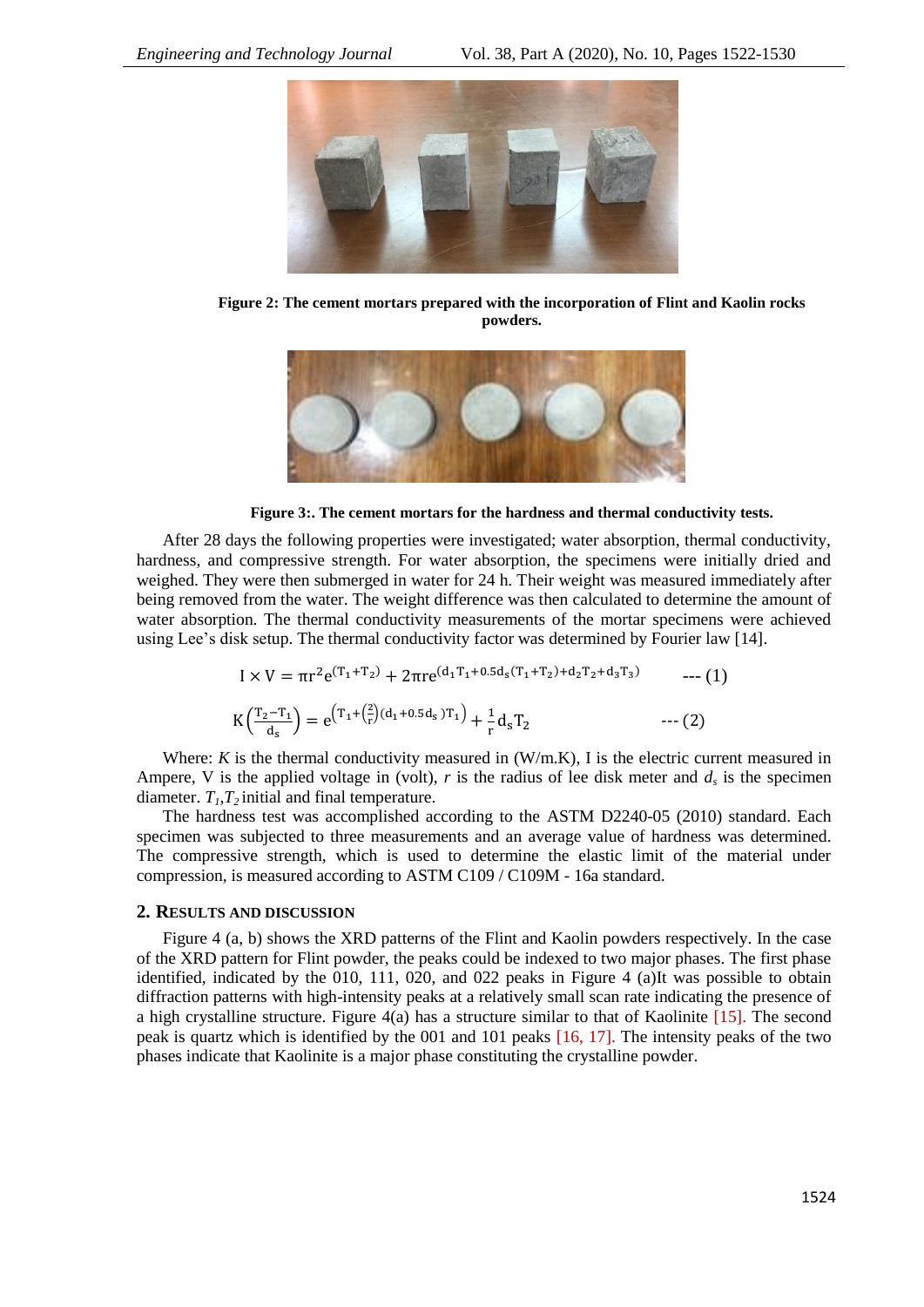**Figure 2: The cement mortars prepared with the incorporation of Flint and Kaolin rocks powders.**

**Figure 3:. The cement mortars for the hardness and thermal conductivity tests.**

After 28 days the following properties were investigated; water absorption, thermal conductivity, hardness, and compressive strength. For water absorption, the specimens were initially dried and weighed. They were then submerged in water for 24 h. Their weight was measured immediately after being removed from the water. The weight difference was then calculated to determine the amount of water absorption. The thermal conductivity measurements of the mortar specimens were achieved using Lee's disk setup. The thermal conductivity factor was determined by Fourier law [14].

$$I \times V = \pi r^2 e^{(T_1+T_2)} + 2\pi r e^{(d_1 T_1 + 0.5 d_s (T_1+T_2) + d_2 T_2 + d_3 T_3)} \quad \text{--- (1)}$$

$$K\left(\frac{T_2 - T_1}{d_s}\right) = e^{\left(T_1 + \left(\frac{2}{r}\right)(d_1 + 0.5 d_s)T_1\right)} + \frac{1}{r} d_s T_2 \quad \text{--- (2)}$$

Where: $K$ is the thermal conductivity measured in (W/m.K), I is the electric current measured in Ampere, V is the applied voltage in (volt), $r$ is the radius of lee disk meter and $d_s$ is the specimen diameter. $T_1$,$T_2$ initial and final temperature.

The hardness test was accomplished according to the ASTM D2240-05 (2010) standard. Each specimen was subjected to three measurements and an average value of hardness was determined. The compressive strength, which is used to determine the elastic limit of the material under compression, is measured according to ASTM C109 / C109M - 16a standard.

## 2. Results and Discussion

Figure 4 (a, b) shows the XRD patterns of the Flint and Kaolin powders respectively. In the case of the XRD pattern for Flint powder, the peaks could be indexed to two major phases. The first phase identified, indicated by the 010, 111, 020, and 022 peaks in Figure 4 (a)It was possible to obtain diffraction patterns with high-intensity peaks at a relatively small scan rate indicating the presence of a high crystalline structure. Figure 4(a) has a structure similar to that of Kaolinite [15]. The second peak is quartz which is identified by the 001 and 101 peaks [16, 17]. The intensity peaks of the two phases indicate that Kaolinite is a major phase constituting the crystalline powder.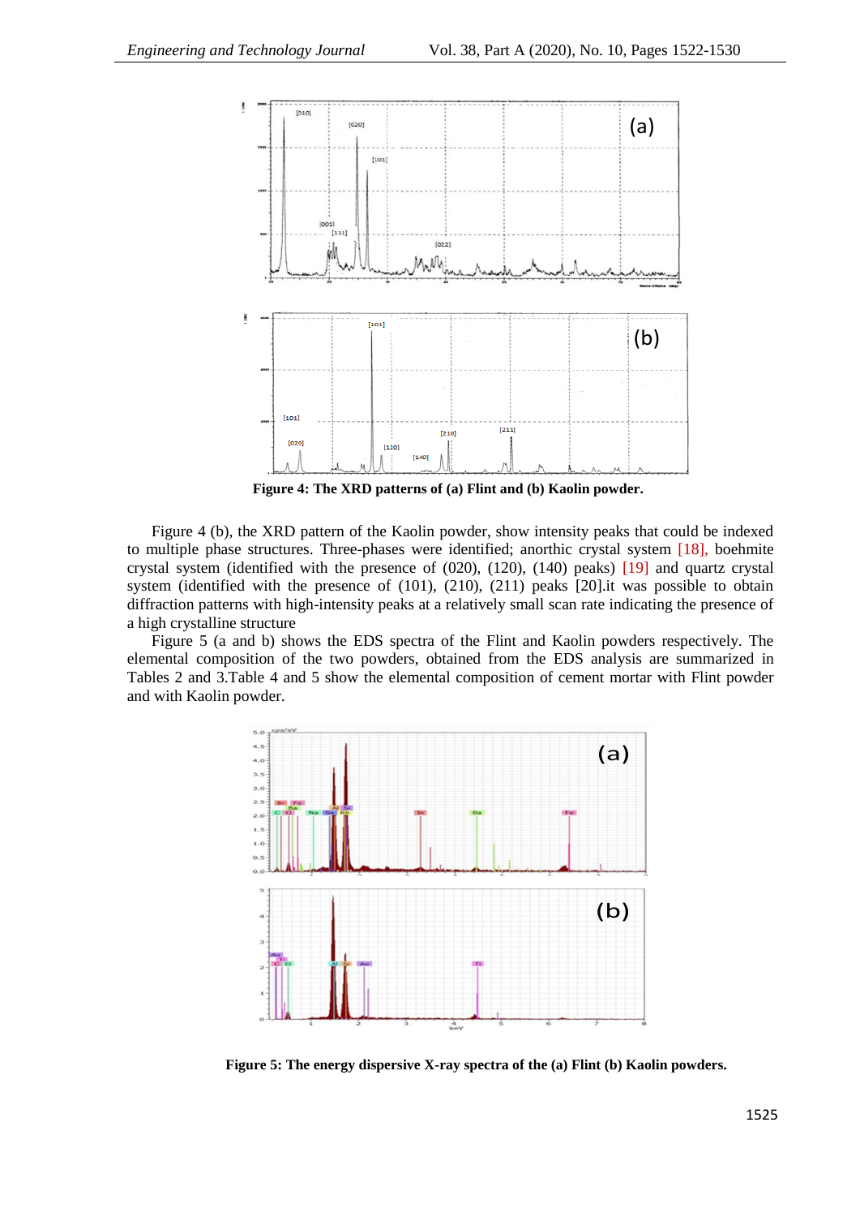Figure 4: The XRD patterns of (a) Flint and (b) Kaolin powder.

Figure 4 (b), the XRD pattern of the Kaolin powder, show intensity peaks that could be indexed to multiple phase structures. Three-phases were identified; anorthic crystal system [18], boehmite crystal system (identified with the presence of (020), (120), (140) peaks) [19] and quartz crystal system (identified with the presence of (101), (210), (211) peaks [20].it was possible to obtain diffraction patterns with high-intensity peaks at a relatively small scan rate indicating the presence of a high crystalline structure

Figure 5 (a and b) shows the EDS spectra of the Flint and Kaolin powders respectively. The elemental composition of the two powders, obtained from the EDS analysis are summarized in Tables 2 and 3.Table 4 and 5 show the elemental composition of cement mortar with Flint powder and with Kaolin powder.

Figure 5: The energy dispersive X-ray spectra of the (a) Flint (b) Kaolin powders.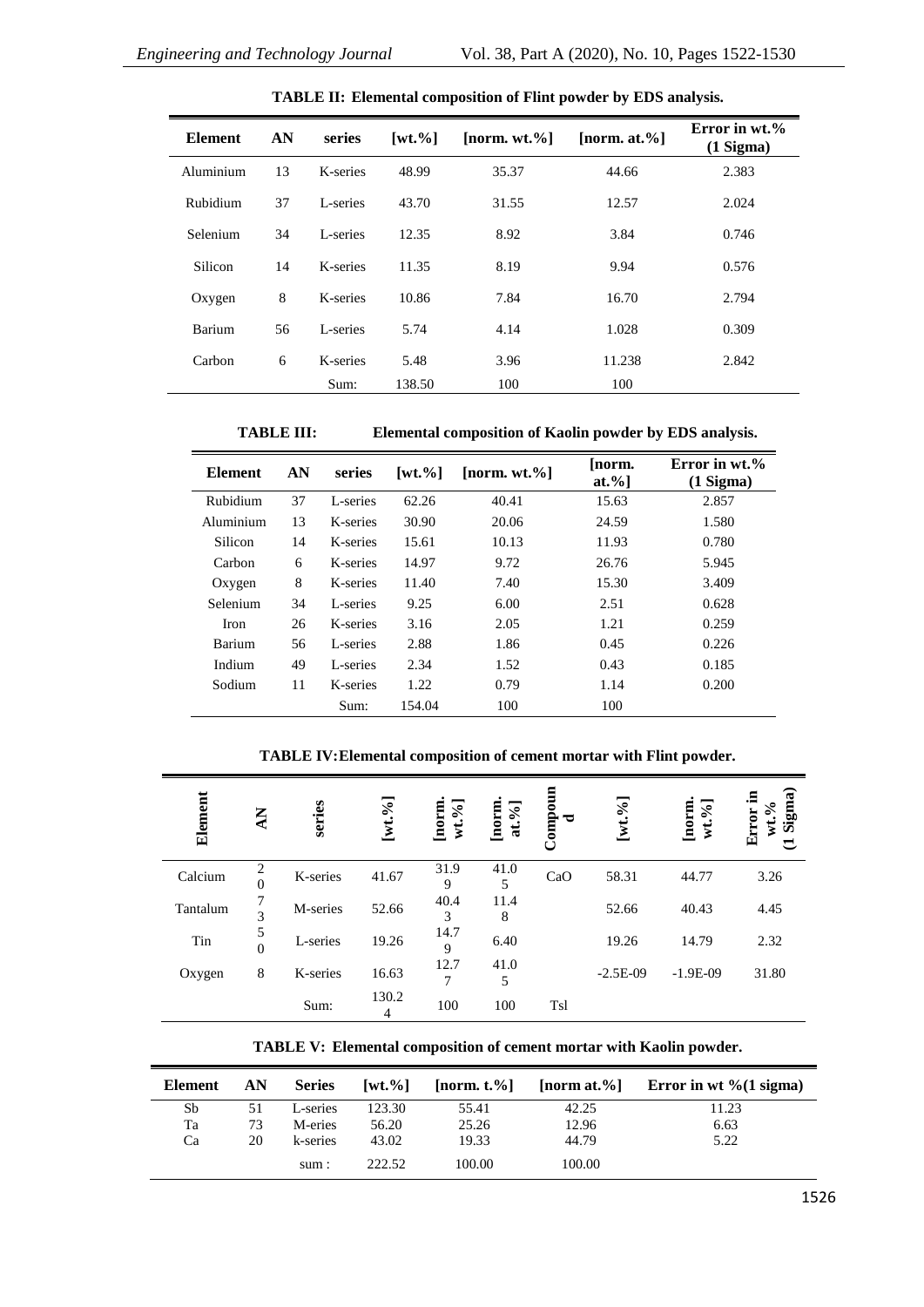**TABLE II: Elemental composition of Flint powder by EDS analysis.**

| Element | AN | series | [wt.%] | [norm. wt.%] | [norm. at.%] | Error in wt.% (1 Sigma) |
|---|---|---|---|---|---|---|
| Aluminium | 13 | K-series | 48.99 | 35.37 | 44.66 | 2.383 |
| Rubidium | 37 | L-series | 43.70 | 31.55 | 12.57 | 2.024 |
| Selenium | 34 | L-series | 12.35 | 8.92 | 3.84 | 0.746 |
| Silicon | 14 | K-series | 11.35 | 8.19 | 9.94 | 0.576 |
| Oxygen | 8 | K-series | 10.86 | 7.84 | 16.70 | 2.794 |
| Barium | 56 | L-series | 5.74 | 4.14 | 1.028 | 0.309 |
| Carbon | 6 | K-series | 5.48 | 3.96 | 11.238 | 2.842 |
| | | Sum: | 138.50 | 100 | 100 | |

**TABLE III: Elemental composition of Kaolin powder by EDS analysis.**

| Element | AN | series | [wt.%] | [norm. wt.%] | [norm. at.%] | Error in wt.% (1 Sigma) |
|---|---|---|---|---|---|---|
| Rubidium | 37 | L-series | 62.26 | 40.41 | 15.63 | 2.857 |
| Aluminium | 13 | K-series | 30.90 | 20.06 | 24.59 | 1.580 |
| Silicon | 14 | K-series | 15.61 | 10.13 | 11.93 | 0.780 |
| Carbon | 6 | K-series | 14.97 | 9.72 | 26.76 | 5.945 |
| Oxygen | 8 | K-series | 11.40 | 7.40 | 15.30 | 3.409 |
| Selenium | 34 | L-series | 9.25 | 6.00 | 2.51 | 0.628 |
| Iron | 26 | K-series | 3.16 | 2.05 | 1.21 | 0.259 |
| Barium | 56 | L-series | 2.88 | 1.86 | 0.45 | 0.226 |
| Indium | 49 | L-series | 2.34 | 1.52 | 0.43 | 0.185 |
| Sodium | 11 | K-series | 1.22 | 0.79 | 1.14 | 0.200 |
| | | Sum: | 154.04 | 100 | 100 | |

**TABLE IV: Elemental composition of cement mortar with Flint powder.**

| Element | AN | series | [wt.%] | [norm. wt.%] | [norm. at.%] | Compound | [wt.%] | [norm. wt.%] | Error in wt.% (1 Sigma) |
|---|---|---|---|---|---|---|---|---|---|
| Calcium | 20 | K-series | 41.67 | 31.99 | 41.05 | CaO | 58.31 | 44.77 | 3.26 |
| Tantalum | 73 | M-series | 52.66 | 40.43 | 11.48 | | 52.66 | 40.43 | 4.45 |
| Tin | 50 | L-series | 19.26 | 14.79 | 6.40 | | 19.26 | 14.79 | 2.32 |
| Oxygen | 8 | K-series | 16.63 | 12.77 | 41.05 | | -2.5E-09 | -1.9E-09 | 31.80 |
| | | Sum: | 130.24 | 100 | 100 | Tsl | | | |

**TABLE V: Elemental composition of cement mortar with Kaolin powder.**

| Element | AN | Series | [wt.%] | [norm. t.%] | [norm at.%] | Error in wt %(1 sigma) |
|---|---|---|---|---|---|---|
| Sb | 51 | L-series | 123.30 | 55.41 | 42.25 | 11.23 |
| Ta | 73 | M-eries | 56.20 | 25.26 | 12.96 | 6.63 |
| Ca | 20 | k-series | 43.02 | 19.33 | 44.79 | 5.22 |
| | | sum : | 222.52 | 100.00 | 100.00 | |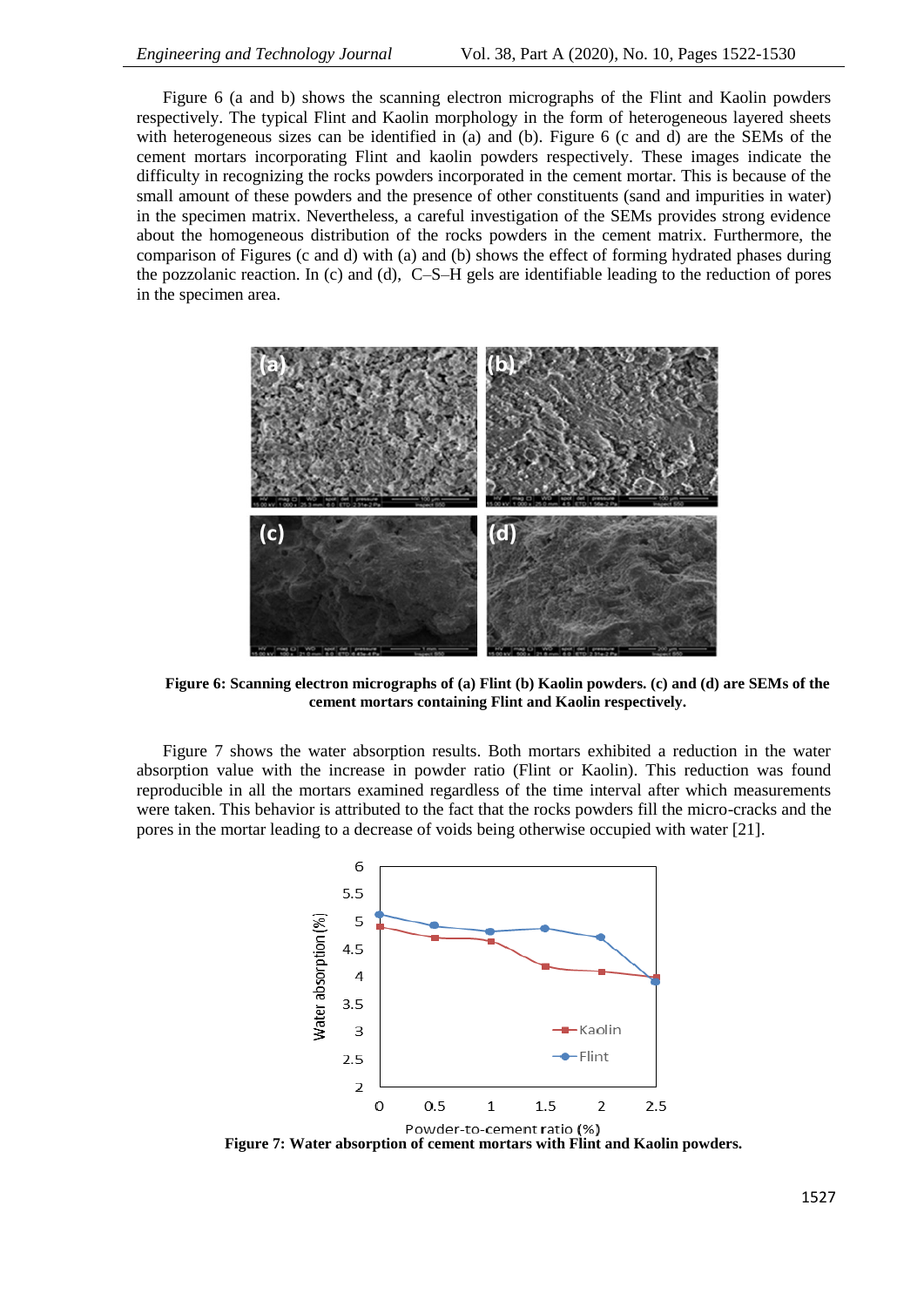Figure 6 (a and b) shows the scanning electron micrographs of the Flint and Kaolin powders respectively. The typical Flint and Kaolin morphology in the form of heterogeneous layered sheets with heterogeneous sizes can be identified in (a) and (b). Figure 6 (c and d) are the SEMs of the cement mortars incorporating Flint and kaolin powders respectively. These images indicate the difficulty in recognizing the rocks powders incorporated in the cement mortar. This is because of the small amount of these powders and the presence of other constituents (sand and impurities in water) in the specimen matrix. Nevertheless, a careful investigation of the SEMs provides strong evidence about the homogeneous distribution of the rocks powders in the cement matrix. Furthermore, the comparison of Figures (c and d) with (a) and (b) shows the effect of forming hydrated phases during the pozzolanic reaction. In (c) and (d), C–S–H gels are identifiable leading to the reduction of pores in the specimen area.

**Figure 6: Scanning electron micrographs of (a) Flint (b) Kaolin powders. (c) and (d) are SEMs of the cement mortars containing Flint and Kaolin respectively.**

Figure 7 shows the water absorption results. Both mortars exhibited a reduction in the water absorption value with the increase in powder ratio (Flint or Kaolin). This reduction was found reproducible in all the mortars examined regardless of the time interval after which measurements were taken. This behavior is attributed to the fact that the rocks powders fill the micro-cracks and the pores in the mortar leading to a decrease of voids being otherwise occupied with water [21].

**Figure 7: Water absorption of cement mortars with Flint and Kaolin powders.**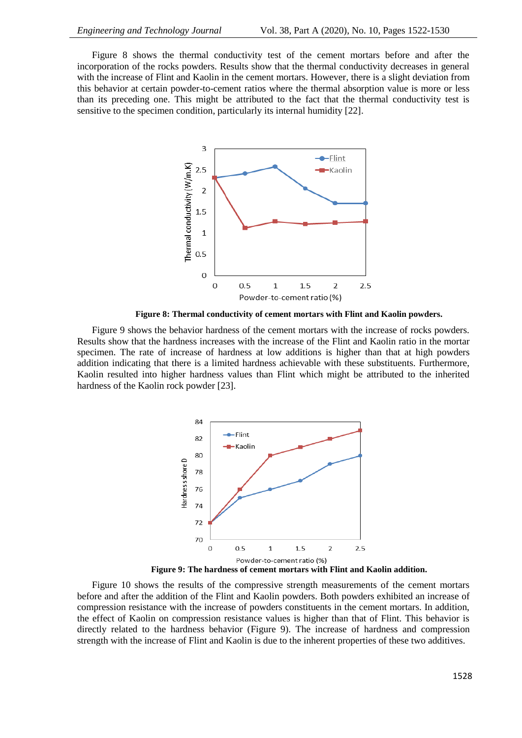Figure 8 shows the thermal conductivity test of the cement mortars before and after the incorporation of the rocks powders. Results show that the thermal conductivity decreases in general with the increase of Flint and Kaolin in the cement mortars. However, there is a slight deviation from this behavior at certain powder-to-cement ratios where the thermal absorption value is more or less than its preceding one. This might be attributed to the fact that the thermal conductivity test is sensitive to the specimen condition, particularly its internal humidity [22].

**Figure 8: Thermal conductivity of cement mortars with Flint and Kaolin powders.**

Figure 9 shows the behavior hardness of the cement mortars with the increase of rocks powders. Results show that the hardness increases with the increase of the Flint and Kaolin ratio in the mortar specimen. The rate of increase of hardness at low additions is higher than that at high powders addition indicating that there is a limited hardness achievable with these substituents. Furthermore, Kaolin resulted into higher hardness values than Flint which might be attributed to the inherited hardness of the Kaolin rock powder [23].

**Figure 9: The hardness of cement mortars with Flint and Kaolin addition.**

Figure 10 shows the results of the compressive strength measurements of the cement mortars before and after the addition of the Flint and Kaolin powders. Both powders exhibited an increase of compression resistance with the increase of powders constituents in the cement mortars. In addition, the effect of Kaolin on compression resistance values is higher than that of Flint. This behavior is directly related to the hardness behavior (Figure 9). The increase of hardness and compression strength with the increase of Flint and Kaolin is due to the inherent properties of these two additives.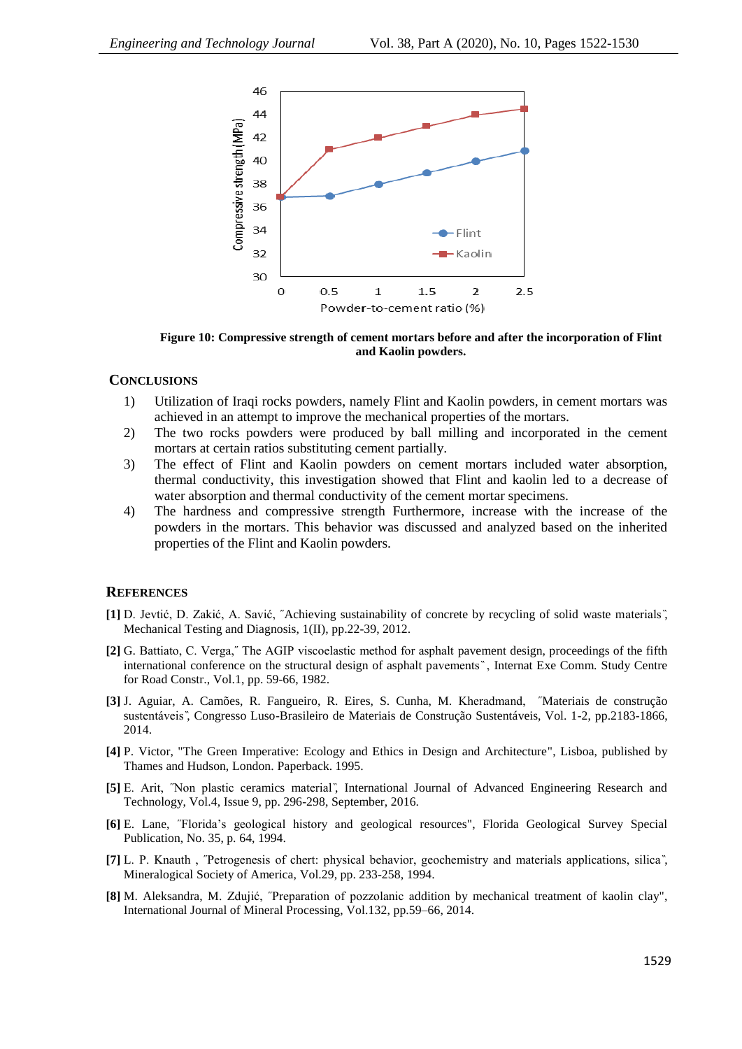Figure 10: Compressive strength of cement mortars before and after the incorporation of Flint and Kaolin powders.

## CONCLUSIONS

1) Utilization of Iraqi rocks powders, namely Flint and Kaolin powders, in cement mortars was achieved in an attempt to improve the mechanical properties of the mortars.
2) The two rocks powders were produced by ball milling and incorporated in the cement mortars at certain ratios substituting cement partially.
3) The effect of Flint and Kaolin powders on cement mortars included water absorption, thermal conductivity, this investigation showed that Flint and kaolin led to a decrease of water absorption and thermal conductivity of the cement mortar specimens.
4) The hardness and compressive strength Furthermore, increase with the increase of the powders in the mortars. This behavior was discussed and analyzed based on the inherited properties of the Flint and Kaolin powders.

## REFERENCES

**[1]** D. Jevtić, D. Zakić, A. Savić, ˝Achieving sustainability of concrete by recycling of solid waste materials˝, Mechanical Testing and Diagnosis, 1(II), pp.22-39, 2012.

**[2]** G. Battiato, C. Verga,˝ The AGIP viscoelastic method for asphalt pavement design, proceedings of the fifth international conference on the structural design of asphalt pavements˝, Internat Exe Comm. Study Centre for Road Constr., Vol.1, pp. 59-66, 1982.

**[3]** J. Aguiar, A. Camões, R. Fangueiro, R. Eires, S. Cunha, M. Kheradmand, ˝Materiais de construção sustentáveis˝, Congresso Luso-Brasileiro de Materiais de Construção Sustentáveis, Vol. 1-2, pp.2183-1866, 2014.

**[4]** P. Victor, "The Green Imperative: Ecology and Ethics in Design and Architecture", Lisboa, published by Thames and Hudson, London. Paperback. 1995.

**[5]** E. Arit, ˝Non plastic ceramics material˝, International Journal of Advanced Engineering Research and Technology, Vol.4, Issue 9, pp. 296-298, September, 2016.

**[6]** E. Lane, ˝Florida's geological history and geological resources", Florida Geological Survey Special Publication, No. 35, p. 64, 1994.

**[7]** L. P. Knauth , ˝Petrogenesis of chert: physical behavior, geochemistry and materials applications, silica˝, Mineralogical Society of America, Vol.29, pp. 233-258, 1994.

**[8]** M. Aleksandra, M. Zdujić, ˝Preparation of pozzolanic addition by mechanical treatment of kaolin clay", International Journal of Mineral Processing, Vol.132, pp.59–66, 2014.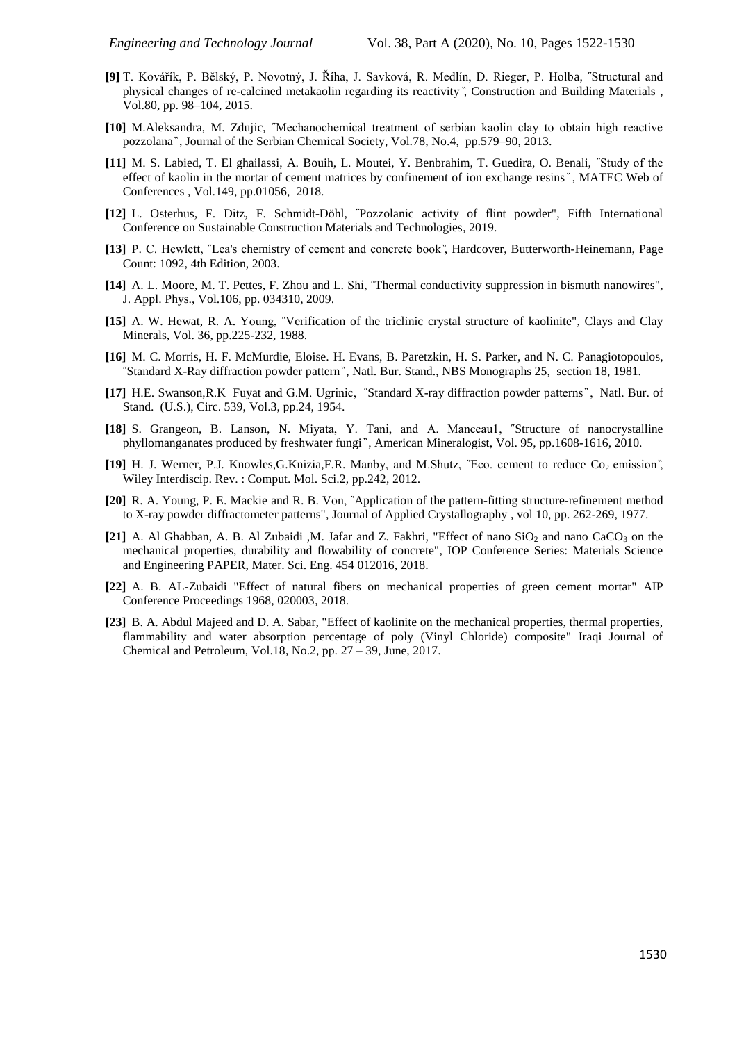**[9]** T. Kovářík, P. Bělský, P. Novotný, J. Říha, J. Savková, R. Medlín, D. Rieger, P. Holba, ˝Structural and physical changes of re-calcined metakaolin regarding its reactivity˝, Construction and Building Materials , Vol.80, pp. 98–104, 2015.

**[10]** M.Aleksandra, M. Zdujic, ˝Mechanochemical treatment of serbian kaolin clay to obtain high reactive pozzolana˝, Journal of the Serbian Chemical Society, Vol.78, No.4, pp.579–90, 2013.

**[11]** M. S. Labied, T. El ghailassi, A. Bouih, L. Moutei, Y. Benbrahim, T. Guedira, O. Benali, ˝Study of the effect of kaolin in the mortar of cement matrices by confinement of ion exchange resins˝, MATEC Web of Conferences , Vol.149, pp.01056, 2018.

**[12]** L. Osterhus, F. Ditz, F. Schmidt-Döhl, ˝Pozzolanic activity of flint powder", Fifth International Conference on Sustainable Construction Materials and Technologies, 2019.

**[13]** P. C. Hewlett, ˝Lea's chemistry of cement and concrete book˝, Hardcover, Butterworth-Heinemann, Page Count: 1092, 4th Edition, 2003.

**[14]** A. L. Moore, M. T. Pettes, F. Zhou and L. Shi, ˝Thermal conductivity suppression in bismuth nanowires", J. Appl. Phys., Vol.106, pp. 034310, 2009.

**[15]** A. W. Hewat, R. A. Young, ˝Verification of the triclinic crystal structure of kaolinite", Clays and Clay Minerals, Vol. 36, pp.225-232, 1988.

**[16]** M. C. Morris, H. F. McMurdie, Eloise. H. Evans, B. Paretzkin, H. S. Parker, and N. C. Panagiotopoulos, ˝Standard X-Ray diffraction powder pattern˝, Natl. Bur. Stand., NBS Monographs 25, section 18, 1981.

**[17]** H.E. Swanson,R.K Fuyat and G.M. Ugrinic, ˝Standard X-ray diffraction powder patterns˝, Natl. Bur. of Stand. (U.S.), Circ. 539, Vol.3, pp.24, 1954.

**[18]** S. Grangeon, B. Lanson, N. Miyata, Y. Tani, and A. Manceau1, ˝Structure of nanocrystalline phyllomanganates produced by freshwater fungi˝, American Mineralogist, Vol. 95, pp.1608-1616, 2010.

**[19]** H. J. Werner, P.J. Knowles,G.Knizia,F.R. Manby, and M.Shutz, ˝Eco. cement to reduce $Co_2$ emission˝, Wiley Interdiscip. Rev. : Comput. Mol. Sci.2, pp.242, 2012.

**[20]** R. A. Young, P. E. Mackie and R. B. Von, ˝Application of the pattern-fitting structure-refinement method to X-ray powder diffractometer patterns", Journal of Applied Crystallography , vol 10, pp. 262-269, 1977.

**[21]** A. Al Ghabban, A. B. Al Zubaidi ,M. Jafar and Z. Fakhri, "Effect of nano $SiO_2$ and nano $CaCO_3$ on the mechanical properties, durability and flowability of concrete", IOP Conference Series: Materials Science and Engineering PAPER, Mater. Sci. Eng. 454 012016, 2018.

**[22]** A. B. AL-Zubaidi "Effect of natural fibers on mechanical properties of green cement mortar" AIP Conference Proceedings 1968, 020003, 2018.

**[23]** B. A. Abdul Majeed and D. A. Sabar, "Effect of kaolinite on the mechanical properties, thermal properties, flammability and water absorption percentage of poly (Vinyl Chloride) composite" Iraqi Journal of Chemical and Petroleum, Vol.18, No.2, pp. 27 – 39, June, 2017.